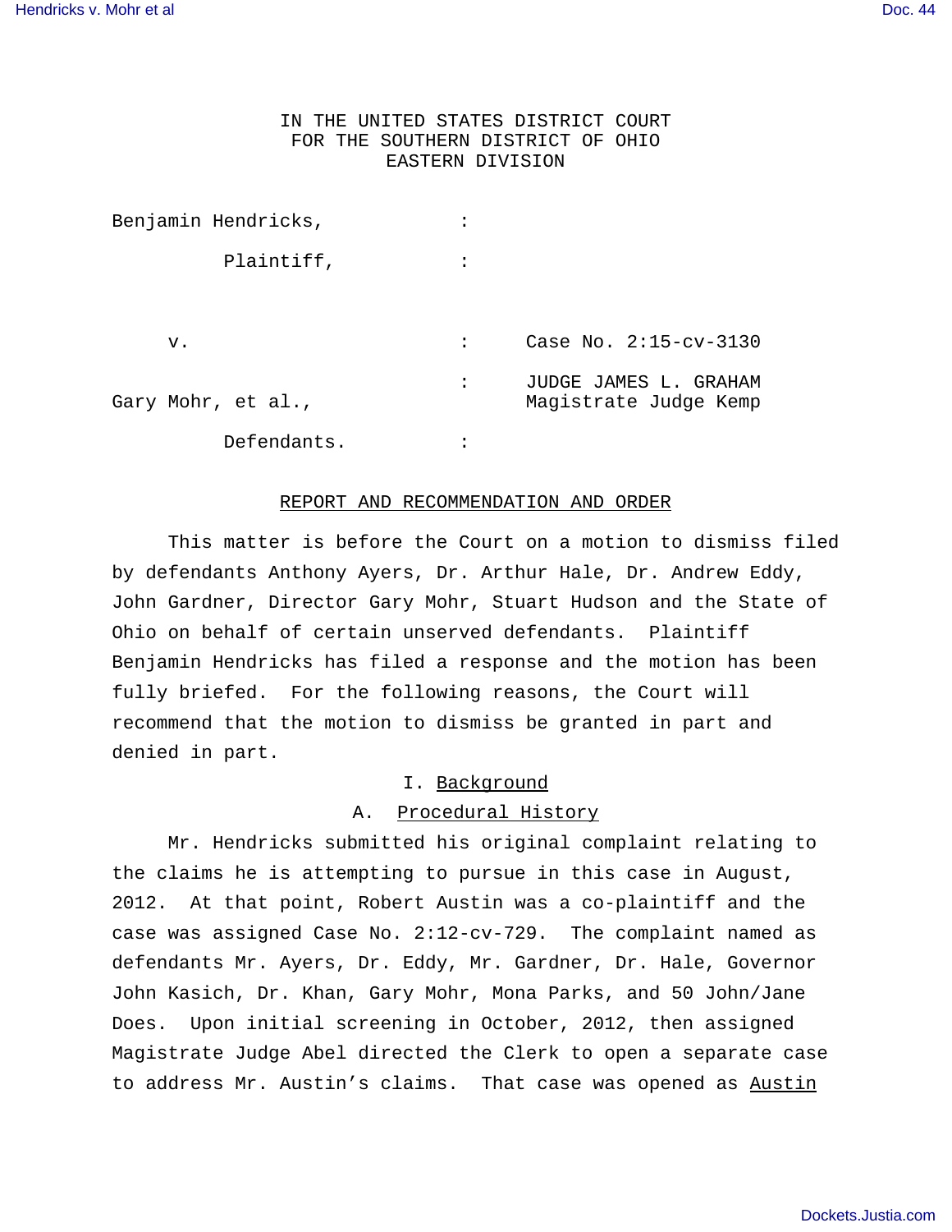IN THE UNITED STATES DISTRICT COURT
FOR THE SOUTHERN DISTRICT OF OHIO
EASTERN DIVISION

| | | |
|---|---|---|
| Benjamin Hendricks, | : | |
| Plaintiff, | : | |
| v. | : | Case No. 2:15-cv-3130 |
| Gary Mohr, et al., | : | JUDGE JAMES L. GRAHAM<br>Magistrate Judge Kemp |
| Defendants. | : | |

## REPORT AND RECOMMENDATION AND ORDER

This matter is before the Court on a motion to dismiss filed by defendants Anthony Ayers, Dr. Arthur Hale, Dr. Andrew Eddy, John Gardner, Director Gary Mohr, Stuart Hudson and the State of Ohio on behalf of certain unserved defendants. Plaintiff Benjamin Hendricks has filed a response and the motion has been fully briefed. For the following reasons, the Court will recommend that the motion to dismiss be granted in part and denied in part.

### I. Background

#### A. Procedural History

Mr. Hendricks submitted his original complaint relating to the claims he is attempting to pursue in this case in August, 2012. At that point, Robert Austin was a co-plaintiff and the case was assigned Case No. 2:12-cv-729. The complaint named as defendants Mr. Ayers, Dr. Eddy, Mr. Gardner, Dr. Hale, Governor John Kasich, Dr. Khan, Gary Mohr, Mona Parks, and 50 John/Jane Does. Upon initial screening in October, 2012, then assigned Magistrate Judge Abel directed the Clerk to open a separate case to address Mr. Austin's claims. That case was opened as Austin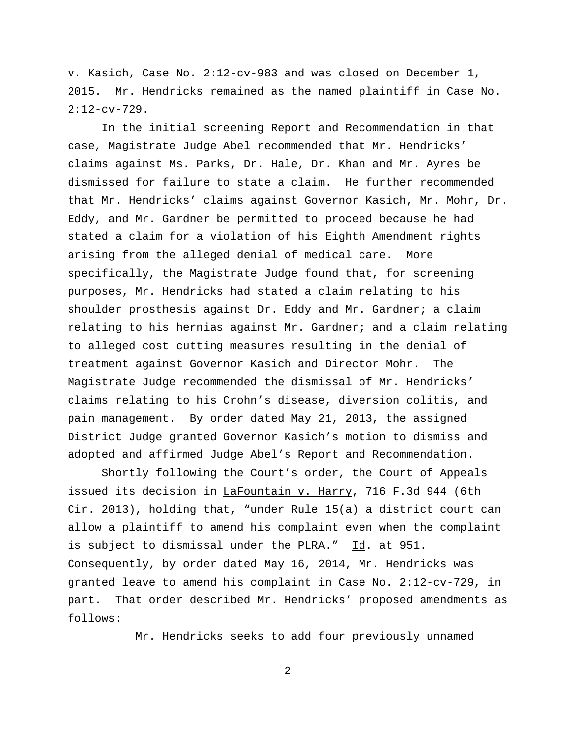v. Kasich, Case No. 2:12-cv-983 and was closed on December 1, 2015. Mr. Hendricks remained as the named plaintiff in Case No. 2:12-cv-729.

In the initial screening Report and Recommendation in that case, Magistrate Judge Abel recommended that Mr. Hendricks' claims against Ms. Parks, Dr. Hale, Dr. Khan and Mr. Ayres be dismissed for failure to state a claim. He further recommended that Mr. Hendricks' claims against Governor Kasich, Mr. Mohr, Dr. Eddy, and Mr. Gardner be permitted to proceed because he had stated a claim for a violation of his Eighth Amendment rights arising from the alleged denial of medical care. More specifically, the Magistrate Judge found that, for screening purposes, Mr. Hendricks had stated a claim relating to his shoulder prosthesis against Dr. Eddy and Mr. Gardner; a claim relating to his hernias against Mr. Gardner; and a claim relating to alleged cost cutting measures resulting in the denial of treatment against Governor Kasich and Director Mohr. The Magistrate Judge recommended the dismissal of Mr. Hendricks' claims relating to his Crohn's disease, diversion colitis, and pain management. By order dated May 21, 2013, the assigned District Judge granted Governor Kasich's motion to dismiss and adopted and affirmed Judge Abel's Report and Recommendation.

Shortly following the Court's order, the Court of Appeals issued its decision in LaFountain v. Harry, 716 F.3d 944 (6th Cir. 2013), holding that, "under Rule 15(a) a district court can allow a plaintiff to amend his complaint even when the complaint is subject to dismissal under the PLRA." Id. at 951. Consequently, by order dated May 16, 2014, Mr. Hendricks was granted leave to amend his complaint in Case No. 2:12-cv-729, in part. That order described Mr. Hendricks' proposed amendments as follows:

> Mr. Hendricks seeks to add four previously unnamed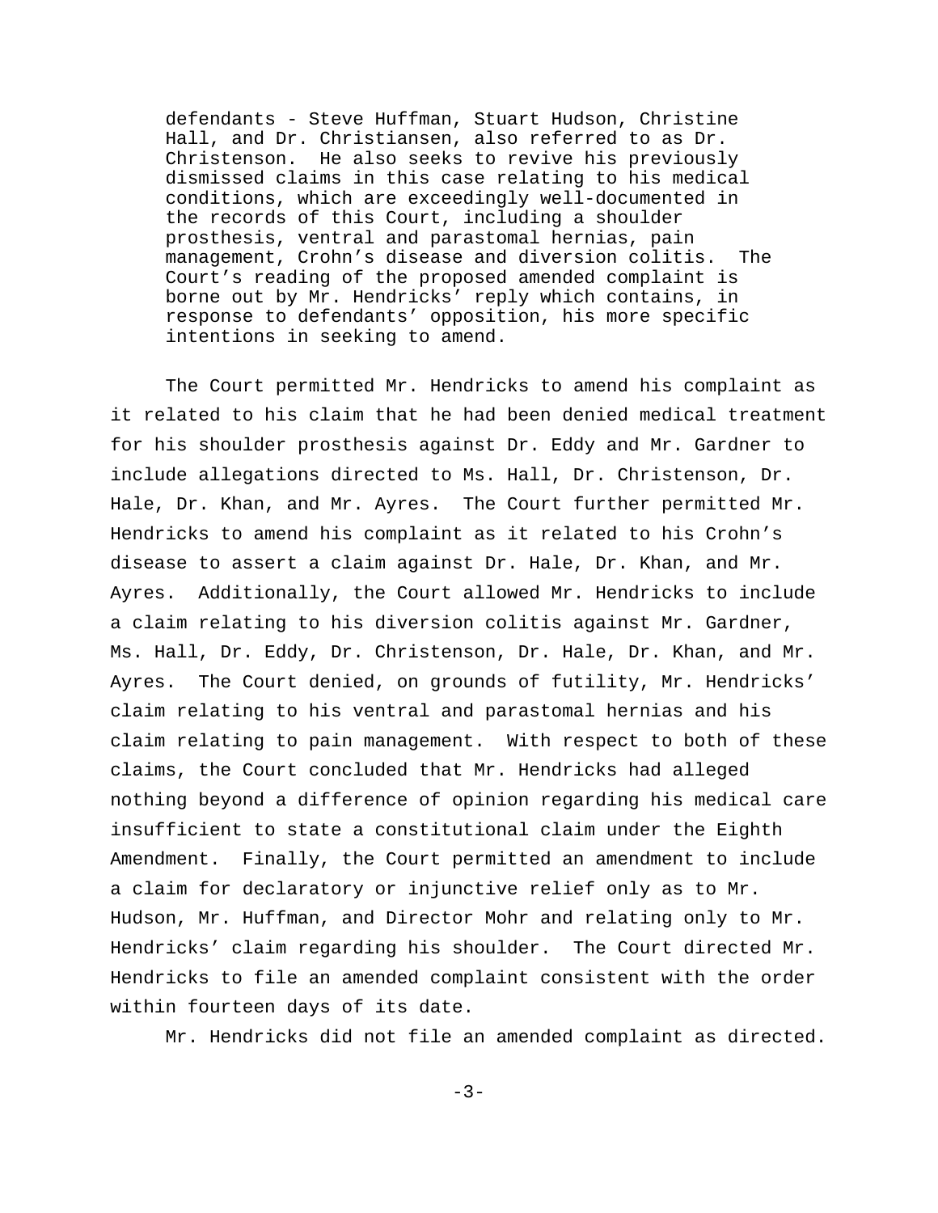> defendants - Steve Huffman, Stuart Hudson, Christine Hall, and Dr. Christiansen, also referred to as Dr. Christenson. He also seeks to revive his previously dismissed claims in this case relating to his medical conditions, which are exceedingly well-documented in the records of this Court, including a shoulder prosthesis, ventral and parastomal hernias, pain management, Crohn's disease and diversion colitis. The Court's reading of the proposed amended complaint is borne out by Mr. Hendricks' reply which contains, in response to defendants' opposition, his more specific intentions in seeking to amend.

The Court permitted Mr. Hendricks to amend his complaint as it related to his claim that he had been denied medical treatment for his shoulder prosthesis against Dr. Eddy and Mr. Gardner to include allegations directed to Ms. Hall, Dr. Christenson, Dr. Hale, Dr. Khan, and Mr. Ayres. The Court further permitted Mr. Hendricks to amend his complaint as it related to his Crohn's disease to assert a claim against Dr. Hale, Dr. Khan, and Mr. Ayres. Additionally, the Court allowed Mr. Hendricks to include a claim relating to his diversion colitis against Mr. Gardner, Ms. Hall, Dr. Eddy, Dr. Christenson, Dr. Hale, Dr. Khan, and Mr. Ayres. The Court denied, on grounds of futility, Mr. Hendricks' claim relating to his ventral and parastomal hernias and his claim relating to pain management. With respect to both of these claims, the Court concluded that Mr. Hendricks had alleged nothing beyond a difference of opinion regarding his medical care insufficient to state a constitutional claim under the Eighth Amendment. Finally, the Court permitted an amendment to include a claim for declaratory or injunctive relief only as to Mr. Hudson, Mr. Huffman, and Director Mohr and relating only to Mr. Hendricks' claim regarding his shoulder. The Court directed Mr. Hendricks to file an amended complaint consistent with the order within fourteen days of its date.

Mr. Hendricks did not file an amended complaint as directed.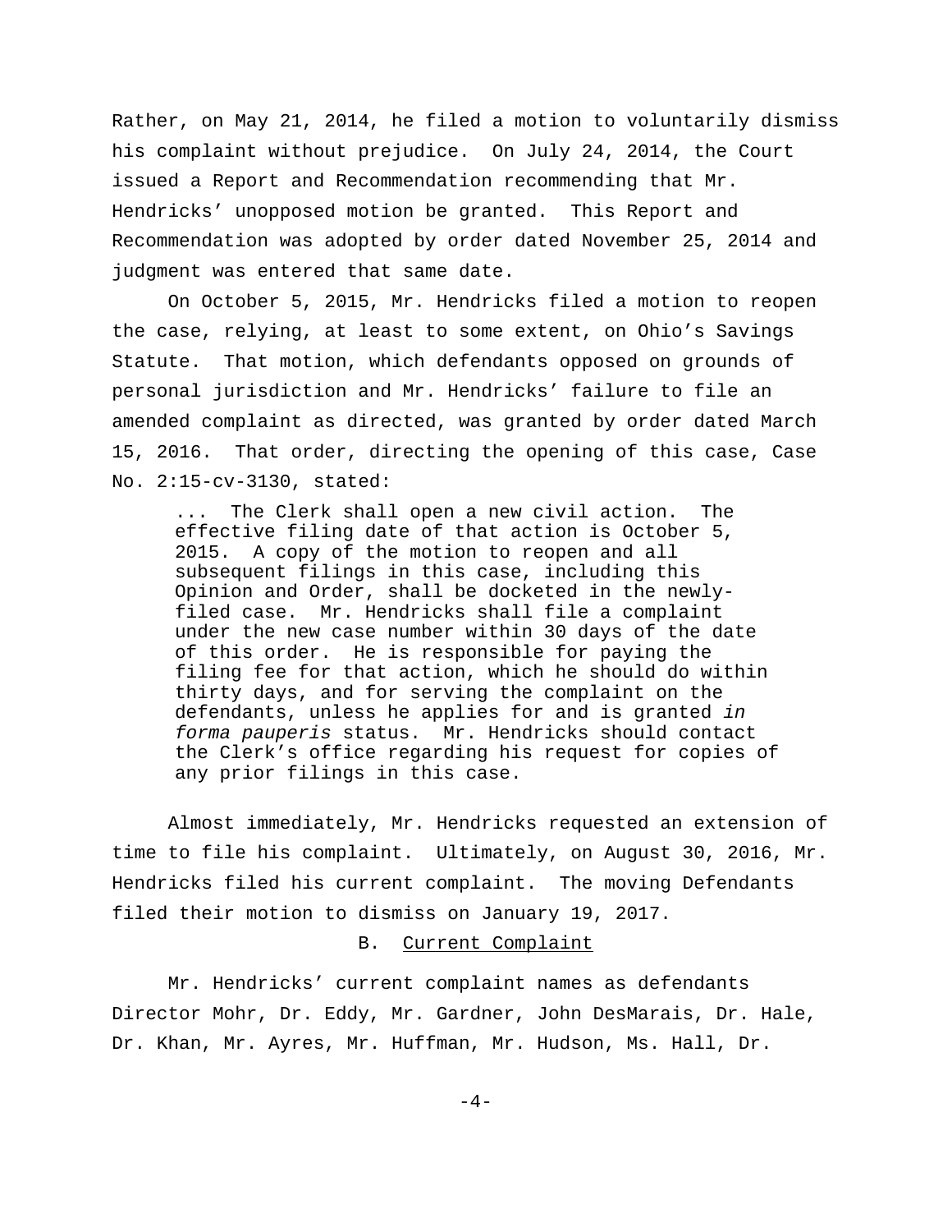Rather, on May 21, 2014, he filed a motion to voluntarily dismiss his complaint without prejudice. On July 24, 2014, the Court issued a Report and Recommendation recommending that Mr. Hendricks' unopposed motion be granted. This Report and Recommendation was adopted by order dated November 25, 2014 and judgment was entered that same date.

On October 5, 2015, Mr. Hendricks filed a motion to reopen the case, relying, at least to some extent, on Ohio's Savings Statute. That motion, which defendants opposed on grounds of personal jurisdiction and Mr. Hendricks' failure to file an amended complaint as directed, was granted by order dated March 15, 2016. That order, directing the opening of this case, Case No. 2:15-cv-3130, stated:

> ... The Clerk shall open a new civil action. The effective filing date of that action is October 5, 2015. A copy of the motion to reopen and all subsequent filings in this case, including this Opinion and Order, shall be docketed in the newly-filed case. Mr. Hendricks shall file a complaint under the new case number within 30 days of the date of this order. He is responsible for paying the filing fee for that action, which he should do within thirty days, and for serving the complaint on the defendants, unless he applies for and is granted *in forma pauperis* status. Mr. Hendricks should contact the Clerk's office regarding his request for copies of any prior filings in this case.

Almost immediately, Mr. Hendricks requested an extension of time to file his complaint. Ultimately, on August 30, 2016, Mr. Hendricks filed his current complaint. The moving Defendants filed their motion to dismiss on January 19, 2017.

### B. Current Complaint

Mr. Hendricks' current complaint names as defendants Director Mohr, Dr. Eddy, Mr. Gardner, John DesMarais, Dr. Hale, Dr. Khan, Mr. Ayres, Mr. Huffman, Mr. Hudson, Ms. Hall, Dr.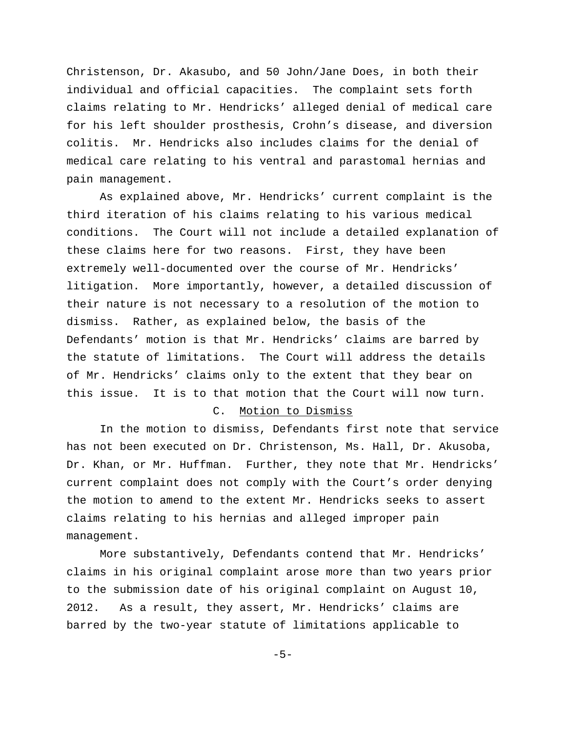Christenson, Dr. Akasubo, and 50 John/Jane Does, in both their individual and official capacities. The complaint sets forth claims relating to Mr. Hendricks' alleged denial of medical care for his left shoulder prosthesis, Crohn's disease, and diversion colitis. Mr. Hendricks also includes claims for the denial of medical care relating to his ventral and parastomal hernias and pain management.

As explained above, Mr. Hendricks' current complaint is the third iteration of his claims relating to his various medical conditions. The Court will not include a detailed explanation of these claims here for two reasons. First, they have been extremely well-documented over the course of Mr. Hendricks' litigation. More importantly, however, a detailed discussion of their nature is not necessary to a resolution of the motion to dismiss. Rather, as explained below, the basis of the Defendants' motion is that Mr. Hendricks' claims are barred by the statute of limitations. The Court will address the details of Mr. Hendricks' claims only to the extent that they bear on this issue. It is to that motion that the Court will now turn.

C. Motion to Dismiss

In the motion to dismiss, Defendants first note that service has not been executed on Dr. Christenson, Ms. Hall, Dr. Akusoba, Dr. Khan, or Mr. Huffman. Further, they note that Mr. Hendricks' current complaint does not comply with the Court's order denying the motion to amend to the extent Mr. Hendricks seeks to assert claims relating to his hernias and alleged improper pain management.

More substantively, Defendants contend that Mr. Hendricks' claims in his original complaint arose more than two years prior to the submission date of his original complaint on August 10, 2012. As a result, they assert, Mr. Hendricks' claims are barred by the two-year statute of limitations applicable to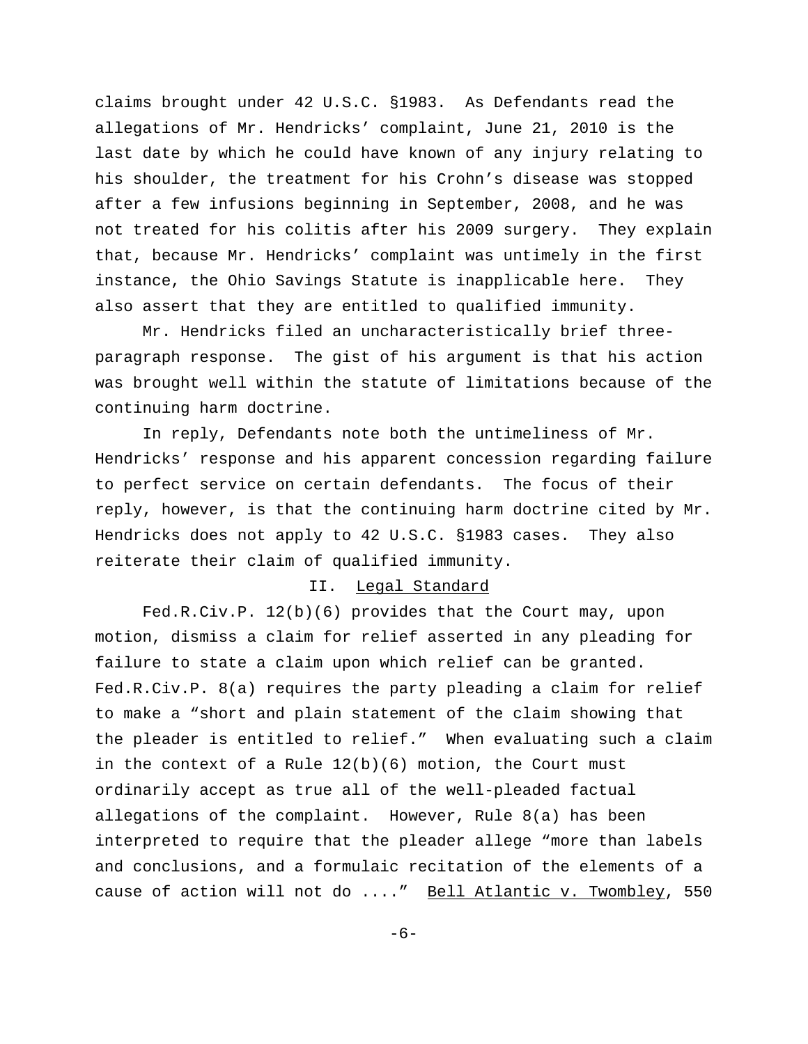claims brought under 42 U.S.C. §1983. As Defendants read the allegations of Mr. Hendricks' complaint, June 21, 2010 is the last date by which he could have known of any injury relating to his shoulder, the treatment for his Crohn's disease was stopped after a few infusions beginning in September, 2008, and he was not treated for his colitis after his 2009 surgery. They explain that, because Mr. Hendricks' complaint was untimely in the first instance, the Ohio Savings Statute is inapplicable here. They also assert that they are entitled to qualified immunity.

Mr. Hendricks filed an uncharacteristically brief three-paragraph response. The gist of his argument is that his action was brought well within the statute of limitations because of the continuing harm doctrine.

In reply, Defendants note both the untimeliness of Mr. Hendricks' response and his apparent concession regarding failure to perfect service on certain defendants. The focus of their reply, however, is that the continuing harm doctrine cited by Mr. Hendricks does not apply to 42 U.S.C. §1983 cases. They also reiterate their claim of qualified immunity.

## II. Legal Standard

Fed.R.Civ.P. 12(b)(6) provides that the Court may, upon motion, dismiss a claim for relief asserted in any pleading for failure to state a claim upon which relief can be granted. Fed.R.Civ.P. 8(a) requires the party pleading a claim for relief to make a "short and plain statement of the claim showing that the pleader is entitled to relief." When evaluating such a claim in the context of a Rule 12(b)(6) motion, the Court must ordinarily accept as true all of the well-pleaded factual allegations of the complaint. However, Rule 8(a) has been interpreted to require that the pleader allege "more than labels and conclusions, and a formulaic recitation of the elements of a cause of action will not do ...." Bell Atlantic v. Twombley, 550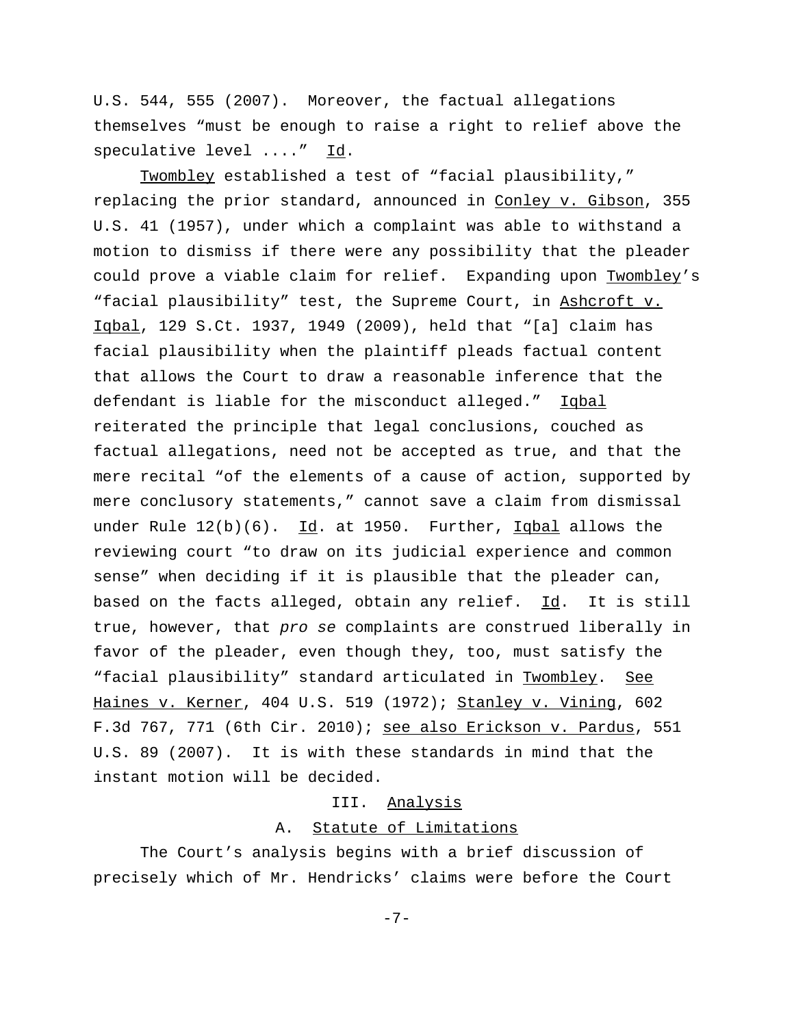U.S. 544, 555 (2007). Moreover, the factual allegations themselves "must be enough to raise a right to relief above the speculative level ...." Id.

Twombley established a test of "facial plausibility," replacing the prior standard, announced in Conley v. Gibson, 355 U.S. 41 (1957), under which a complaint was able to withstand a motion to dismiss if there were any possibility that the pleader could prove a viable claim for relief. Expanding upon Twombley's "facial plausibility" test, the Supreme Court, in Ashcroft v. Iqbal, 129 S.Ct. 1937, 1949 (2009), held that "[a] claim has facial plausibility when the plaintiff pleads factual content that allows the Court to draw a reasonable inference that the defendant is liable for the misconduct alleged." Iqbal reiterated the principle that legal conclusions, couched as factual allegations, need not be accepted as true, and that the mere recital "of the elements of a cause of action, supported by mere conclusory statements," cannot save a claim from dismissal under Rule 12(b)(6). Id. at 1950. Further, Iqbal allows the reviewing court "to draw on its judicial experience and common sense" when deciding if it is plausible that the pleader can, based on the facts alleged, obtain any relief. Id. It is still true, however, that *pro se* complaints are construed liberally in favor of the pleader, even though they, too, must satisfy the "facial plausibility" standard articulated in Twombley. See Haines v. Kerner, 404 U.S. 519 (1972); Stanley v. Vining, 602 F.3d 767, 771 (6th Cir. 2010); see also Erickson v. Pardus, 551 U.S. 89 (2007). It is with these standards in mind that the instant motion will be decided.

## III. Analysis

### A. Statute of Limitations

The Court's analysis begins with a brief discussion of precisely which of Mr. Hendricks' claims were before the Court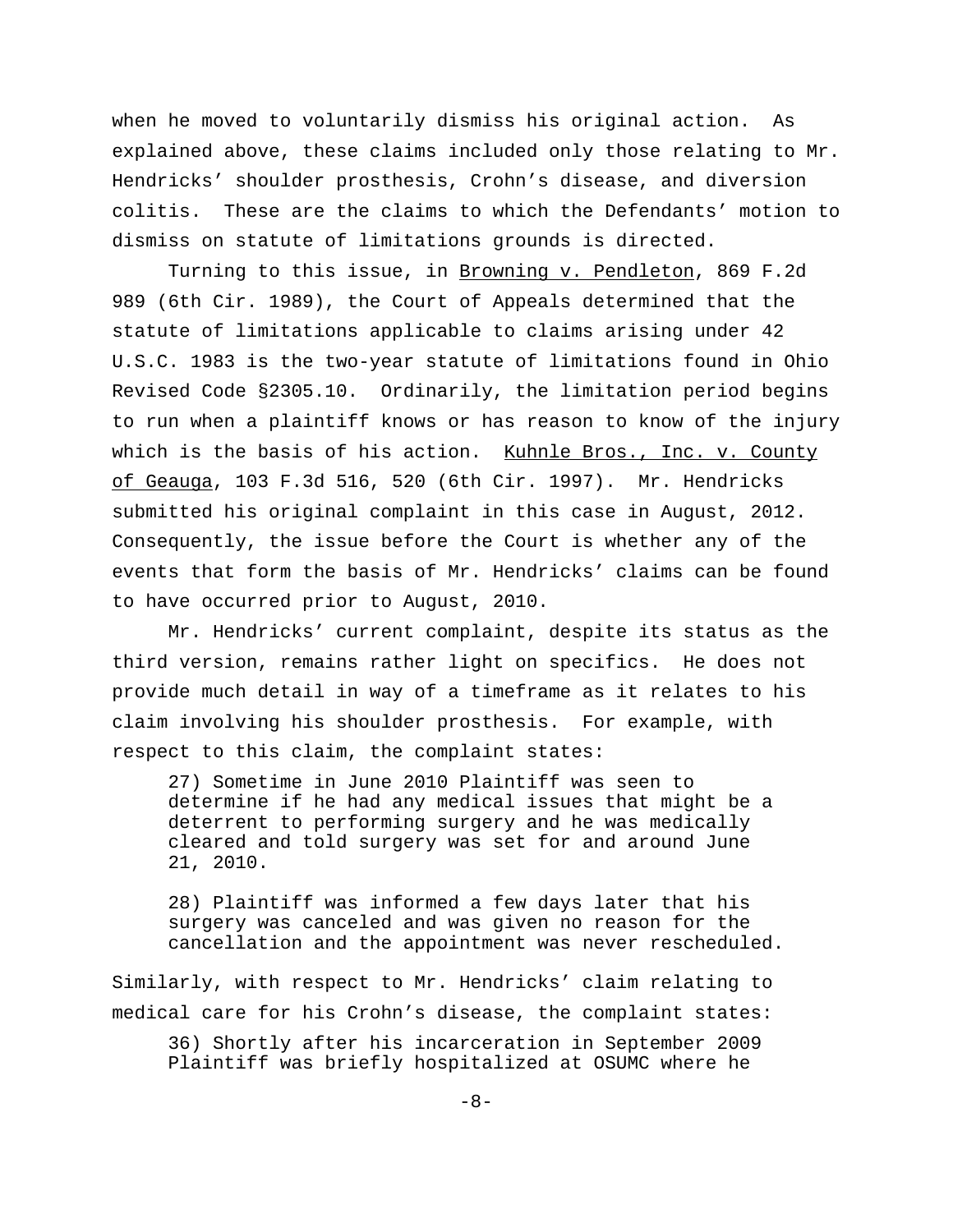when he moved to voluntarily dismiss his original action. As explained above, these claims included only those relating to Mr. Hendricks' shoulder prosthesis, Crohn's disease, and diversion colitis. These are the claims to which the Defendants' motion to dismiss on statute of limitations grounds is directed.

Turning to this issue, in Browning v. Pendleton, 869 F.2d 989 (6th Cir. 1989), the Court of Appeals determined that the statute of limitations applicable to claims arising under 42 U.S.C. 1983 is the two-year statute of limitations found in Ohio Revised Code §2305.10. Ordinarily, the limitation period begins to run when a plaintiff knows or has reason to know of the injury which is the basis of his action. Kuhnle Bros., Inc. v. County of Geauga, 103 F.3d 516, 520 (6th Cir. 1997). Mr. Hendricks submitted his original complaint in this case in August, 2012. Consequently, the issue before the Court is whether any of the events that form the basis of Mr. Hendricks' claims can be found to have occurred prior to August, 2010.

Mr. Hendricks' current complaint, despite its status as the third version, remains rather light on specifics. He does not provide much detail in way of a timeframe as it relates to his claim involving his shoulder prosthesis. For example, with respect to this claim, the complaint states:

> 27) Sometime in June 2010 Plaintiff was seen to determine if he had any medical issues that might be a deterrent to performing surgery and he was medically cleared and told surgery was set for and around June 21, 2010.
>
> 28) Plaintiff was informed a few days later that his surgery was canceled and was given no reason for the cancellation and the appointment was never rescheduled.

Similarly, with respect to Mr. Hendricks' claim relating to medical care for his Crohn's disease, the complaint states:

> 36) Shortly after his incarceration in September 2009 Plaintiff was briefly hospitalized at OSUMC where he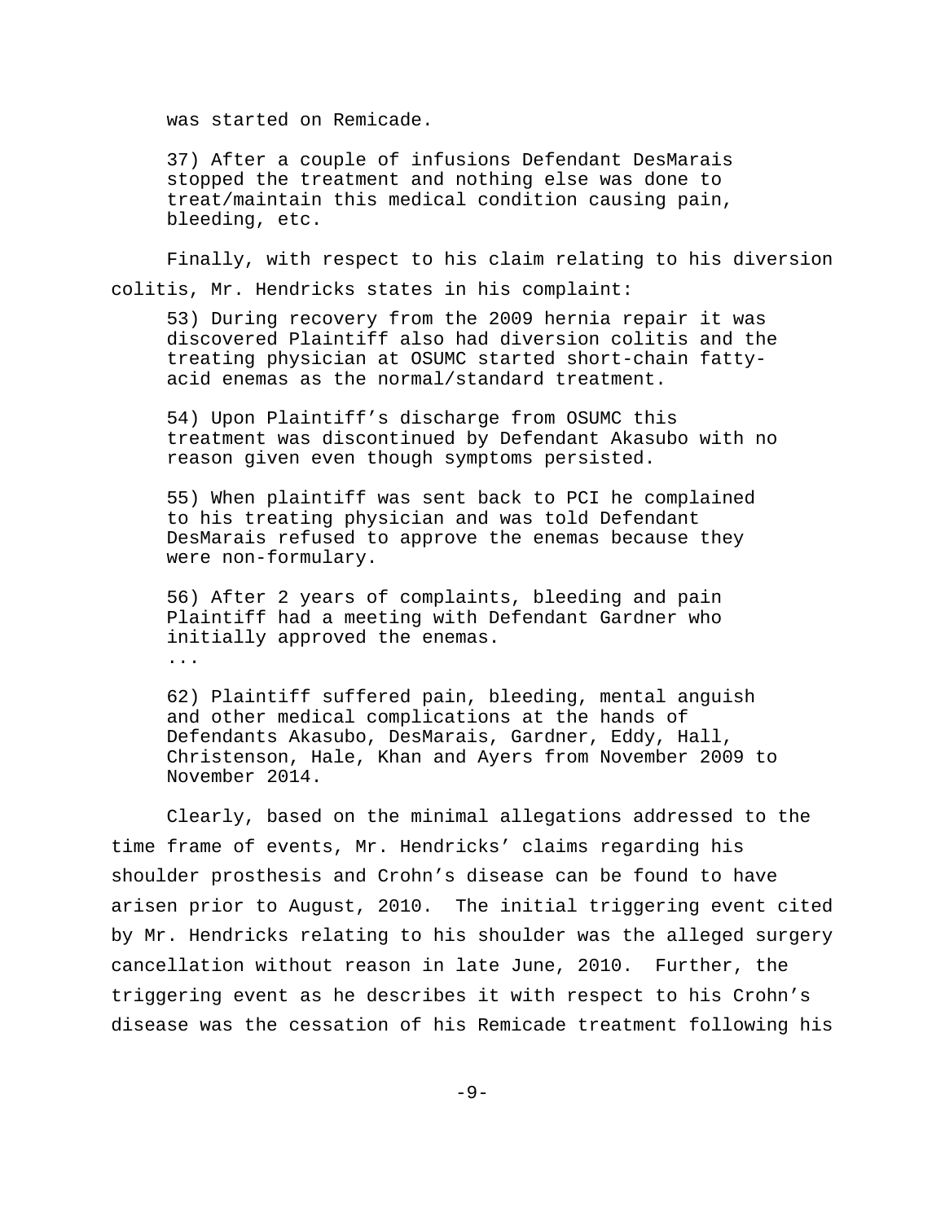was started on Remicade.

> 37) After a couple of infusions Defendant DesMarais stopped the treatment and nothing else was done to treat/maintain this medical condition causing pain, bleeding, etc.

Finally, with respect to his claim relating to his diversion colitis, Mr. Hendricks states in his complaint:

> 53) During recovery from the 2009 hernia repair it was discovered Plaintiff also had diversion colitis and the treating physician at OSUMC started short-chain fatty-acid enemas as the normal/standard treatment.
>
> 54) Upon Plaintiff's discharge from OSUMC this treatment was discontinued by Defendant Akasubo with no reason given even though symptoms persisted.
>
> 55) When plaintiff was sent back to PCI he complained to his treating physician and was told Defendant DesMarais refused to approve the enemas because they were non-formulary.
>
> 56) After 2 years of complaints, bleeding and pain Plaintiff had a meeting with Defendant Gardner who initially approved the enemas.
>
> ...
>
> 62) Plaintiff suffered pain, bleeding, mental anguish and other medical complications at the hands of Defendants Akasubo, DesMarais, Gardner, Eddy, Hall, Christenson, Hale, Khan and Ayers from November 2009 to November 2014.

Clearly, based on the minimal allegations addressed to the time frame of events, Mr. Hendricks' claims regarding his shoulder prosthesis and Crohn's disease can be found to have arisen prior to August, 2010. The initial triggering event cited by Mr. Hendricks relating to his shoulder was the alleged surgery cancellation without reason in late June, 2010. Further, the triggering event as he describes it with respect to his Crohn's disease was the cessation of his Remicade treatment following his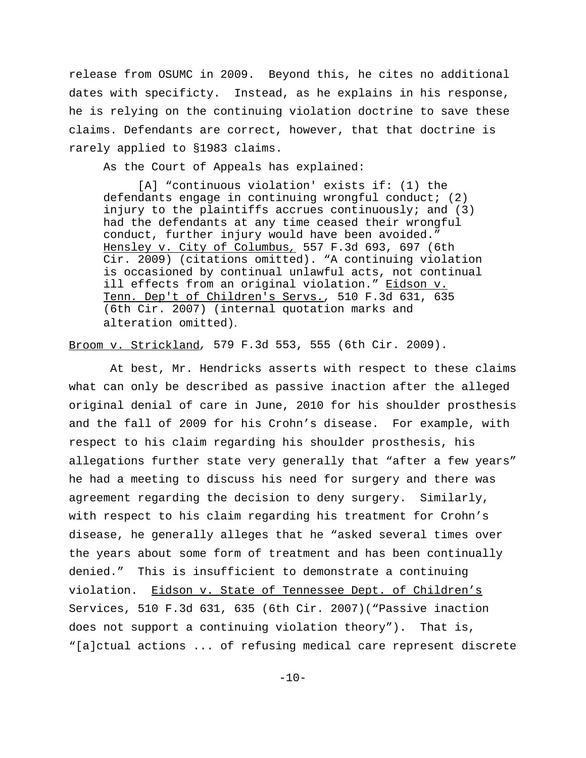release from OSUMC in 2009. Beyond this, he cites no additional dates with specificty. Instead, as he explains in his response, he is relying on the continuing violation doctrine to save these claims. Defendants are correct, however, that that doctrine is rarely applied to §1983 claims.

As the Court of Appeals has explained:

> [A] "continuous violation' exists if: (1) the defendants engage in continuing wrongful conduct; (2) injury to the plaintiffs accrues continuously; and (3) had the defendants at any time ceased their wrongful conduct, further injury would have been avoided." Hensley v. City of Columbus, 557 F.3d 693, 697 (6th Cir. 2009) (citations omitted). "A continuing violation is occasioned by continual unlawful acts, not continual ill effects from an original violation." Eidson v. Tenn. Dep't of Children's Servs., 510 F.3d 631, 635 (6th Cir. 2007) (internal quotation marks and alteration omitted).

Broom v. Strickland, 579 F.3d 553, 555 (6th Cir. 2009).

At best, Mr. Hendricks asserts with respect to these claims what can only be described as passive inaction after the alleged original denial of care in June, 2010 for his shoulder prosthesis and the fall of 2009 for his Crohn's disease. For example, with respect to his claim regarding his shoulder prosthesis, his allegations further state very generally that "after a few years" he had a meeting to discuss his need for surgery and there was agreement regarding the decision to deny surgery. Similarly, with respect to his claim regarding his treatment for Crohn's disease, he generally alleges that he "asked several times over the years about some form of treatment and has been continually denied." This is insufficient to demonstrate a continuing violation. Eidson v. State of Tennessee Dept. of Children's Services, 510 F.3d 631, 635 (6th Cir. 2007)("Passive inaction does not support a continuing violation theory"). That is, "[a]ctual actions ... of refusing medical care represent discrete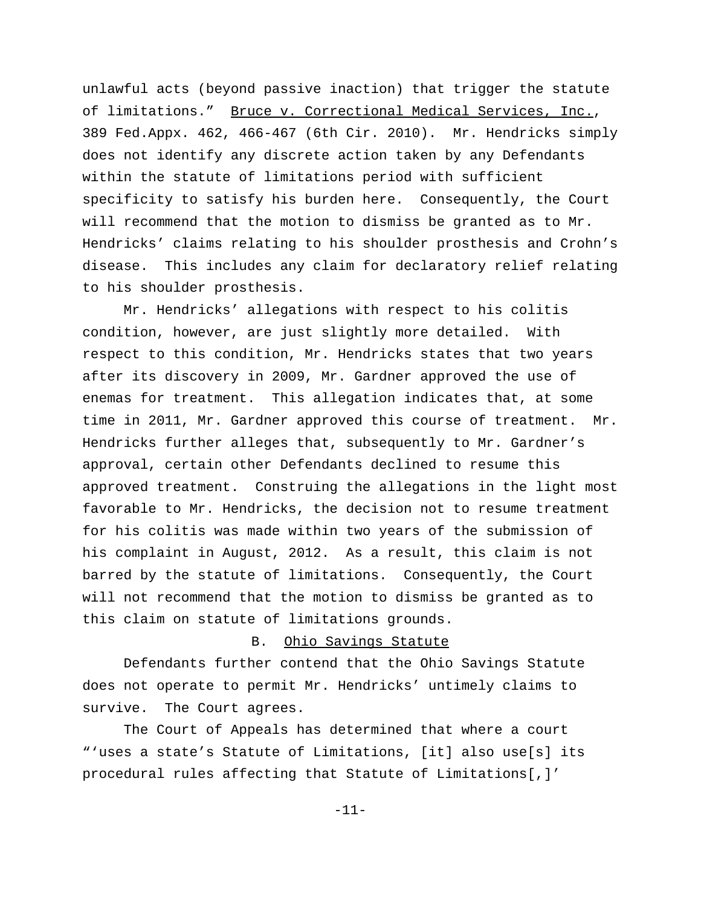unlawful acts (beyond passive inaction) that trigger the statute of limitations." Bruce v. Correctional Medical Services, Inc., 389 Fed.Appx. 462, 466-467 (6th Cir. 2010). Mr. Hendricks simply does not identify any discrete action taken by any Defendants within the statute of limitations period with sufficient specificity to satisfy his burden here. Consequently, the Court will recommend that the motion to dismiss be granted as to Mr. Hendricks' claims relating to his shoulder prosthesis and Crohn's disease. This includes any claim for declaratory relief relating to his shoulder prosthesis.

Mr. Hendricks' allegations with respect to his colitis condition, however, are just slightly more detailed. With respect to this condition, Mr. Hendricks states that two years after its discovery in 2009, Mr. Gardner approved the use of enemas for treatment. This allegation indicates that, at some time in 2011, Mr. Gardner approved this course of treatment. Mr. Hendricks further alleges that, subsequently to Mr. Gardner's approval, certain other Defendants declined to resume this approved treatment. Construing the allegations in the light most favorable to Mr. Hendricks, the decision not to resume treatment for his colitis was made within two years of the submission of his complaint in August, 2012. As a result, this claim is not barred by the statute of limitations. Consequently, the Court will not recommend that the motion to dismiss be granted as to this claim on statute of limitations grounds.

### B. Ohio Savings Statute

Defendants further contend that the Ohio Savings Statute does not operate to permit Mr. Hendricks' untimely claims to survive. The Court agrees.

The Court of Appeals has determined that where a court "'uses a state's Statute of Limitations, [it] also use[s] its procedural rules affecting that Statute of Limitations[,]'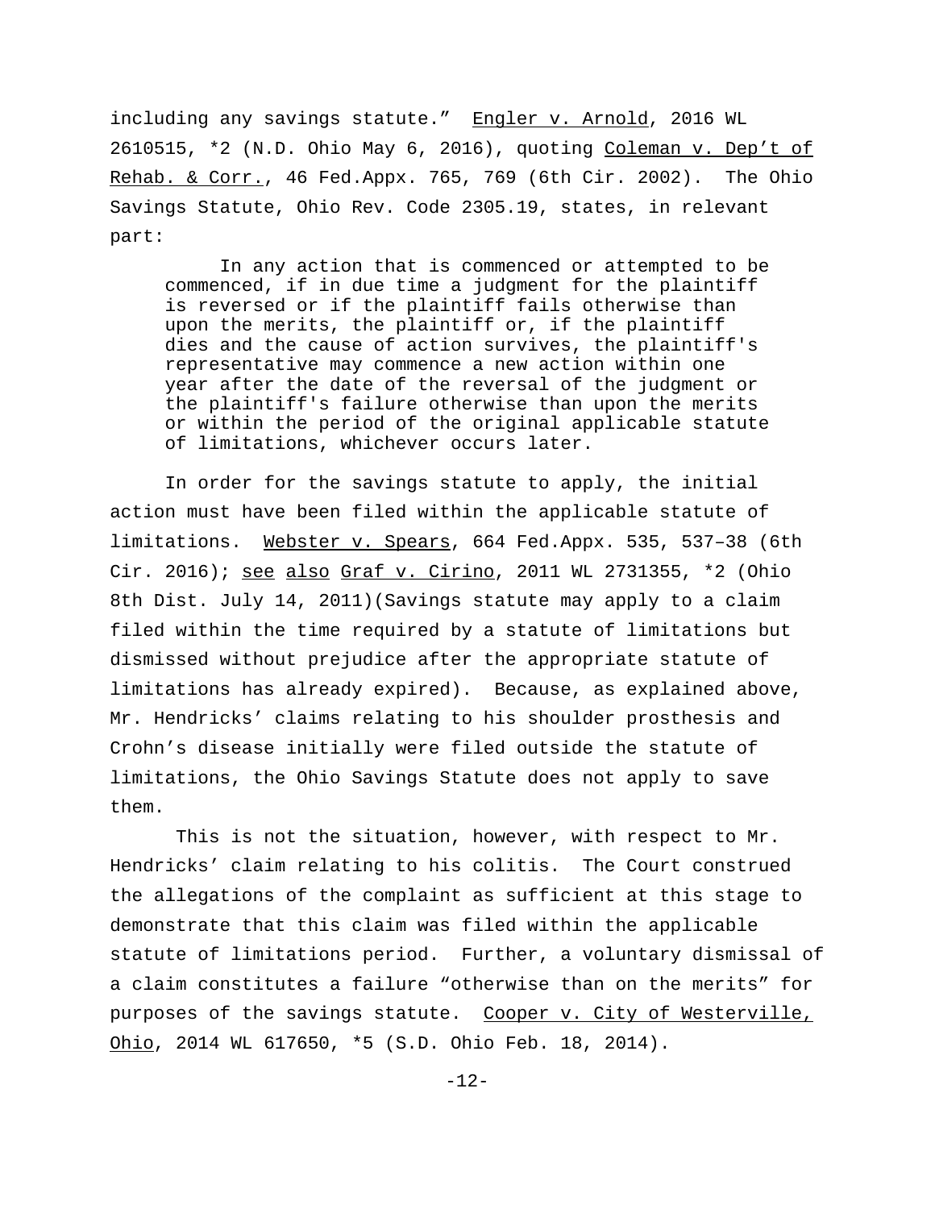including any savings statute." Engler v. Arnold, 2016 WL 2610515, *2 (N.D. Ohio May 6, 2016), quoting Coleman v. Dep't of Rehab. & Corr., 46 Fed.Appx. 765, 769 (6th Cir. 2002). The Ohio Savings Statute, Ohio Rev. Code 2305.19, states, in relevant part:

> In any action that is commenced or attempted to be commenced, if in due time a judgment for the plaintiff is reversed or if the plaintiff fails otherwise than upon the merits, the plaintiff or, if the plaintiff dies and the cause of action survives, the plaintiff's representative may commence a new action within one year after the date of the reversal of the judgment or the plaintiff's failure otherwise than upon the merits or within the period of the original applicable statute of limitations, whichever occurs later.

In order for the savings statute to apply, the initial action must have been filed within the applicable statute of limitations. Webster v. Spears, 664 Fed.Appx. 535, 537–38 (6th Cir. 2016); see also Graf v. Cirino, 2011 WL 2731355, *2 (Ohio 8th Dist. July 14, 2011)(Savings statute may apply to a claim filed within the time required by a statute of limitations but dismissed without prejudice after the appropriate statute of limitations has already expired). Because, as explained above, Mr. Hendricks' claims relating to his shoulder prosthesis and Crohn's disease initially were filed outside the statute of limitations, the Ohio Savings Statute does not apply to save them.

This is not the situation, however, with respect to Mr. Hendricks' claim relating to his colitis. The Court construed the allegations of the complaint as sufficient at this stage to demonstrate that this claim was filed within the applicable statute of limitations period. Further, a voluntary dismissal of a claim constitutes a failure "otherwise than on the merits" for purposes of the savings statute. Cooper v. City of Westerville, Ohio, 2014 WL 617650, *5 (S.D. Ohio Feb. 18, 2014).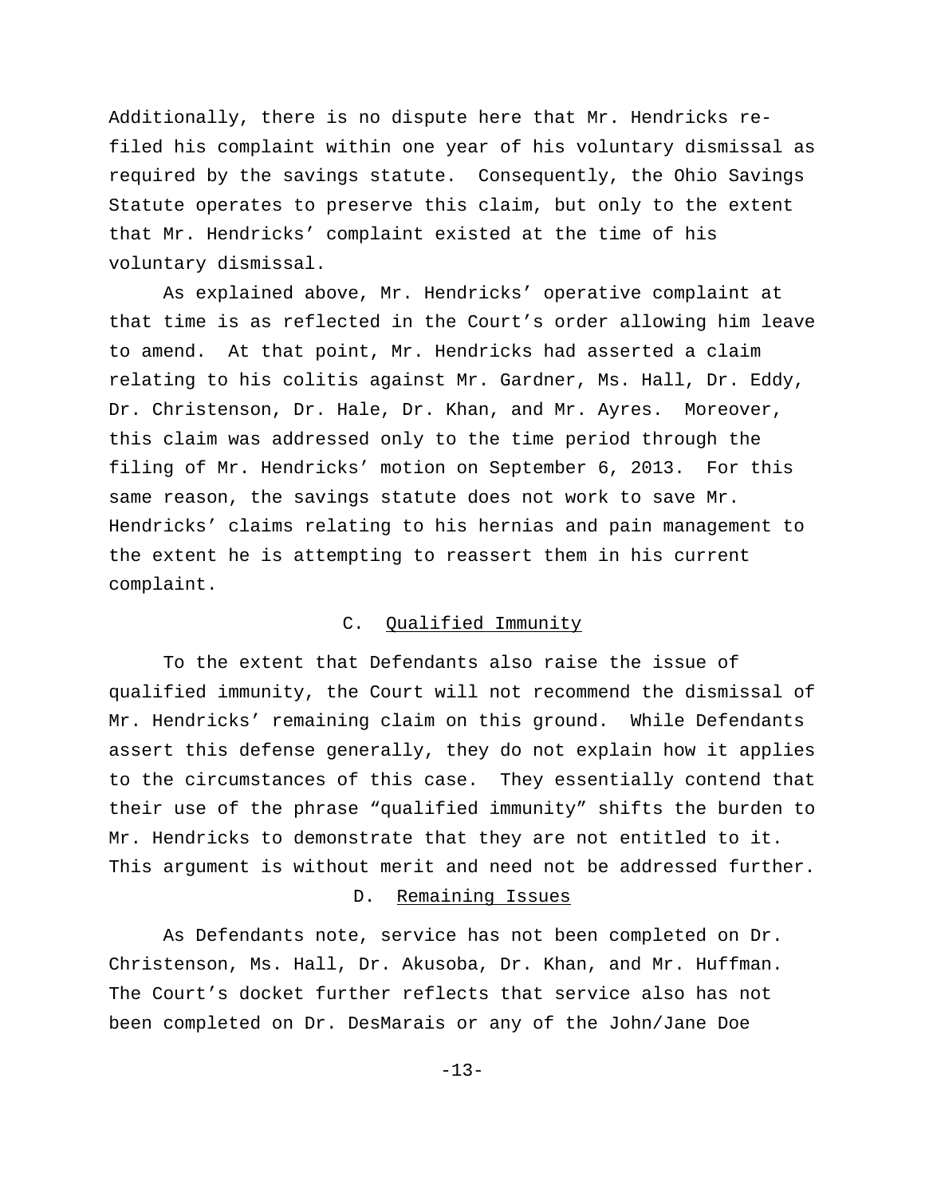Additionally, there is no dispute here that Mr. Hendricks re-filed his complaint within one year of his voluntary dismissal as required by the savings statute. Consequently, the Ohio Savings Statute operates to preserve this claim, but only to the extent that Mr. Hendricks' complaint existed at the time of his voluntary dismissal.

As explained above, Mr. Hendricks' operative complaint at that time is as reflected in the Court's order allowing him leave to amend. At that point, Mr. Hendricks had asserted a claim relating to his colitis against Mr. Gardner, Ms. Hall, Dr. Eddy, Dr. Christenson, Dr. Hale, Dr. Khan, and Mr. Ayres. Moreover, this claim was addressed only to the time period through the filing of Mr. Hendricks' motion on September 6, 2013. For this same reason, the savings statute does not work to save Mr. Hendricks' claims relating to his hernias and pain management to the extent he is attempting to reassert them in his current complaint.

### C. Qualified Immunity

To the extent that Defendants also raise the issue of qualified immunity, the Court will not recommend the dismissal of Mr. Hendricks' remaining claim on this ground. While Defendants assert this defense generally, they do not explain how it applies to the circumstances of this case. They essentially contend that their use of the phrase "qualified immunity" shifts the burden to Mr. Hendricks to demonstrate that they are not entitled to it. This argument is without merit and need not be addressed further.

### D. Remaining Issues

As Defendants note, service has not been completed on Dr. Christenson, Ms. Hall, Dr. Akusoba, Dr. Khan, and Mr. Huffman. The Court's docket further reflects that service also has not been completed on Dr. DesMarais or any of the John/Jane Doe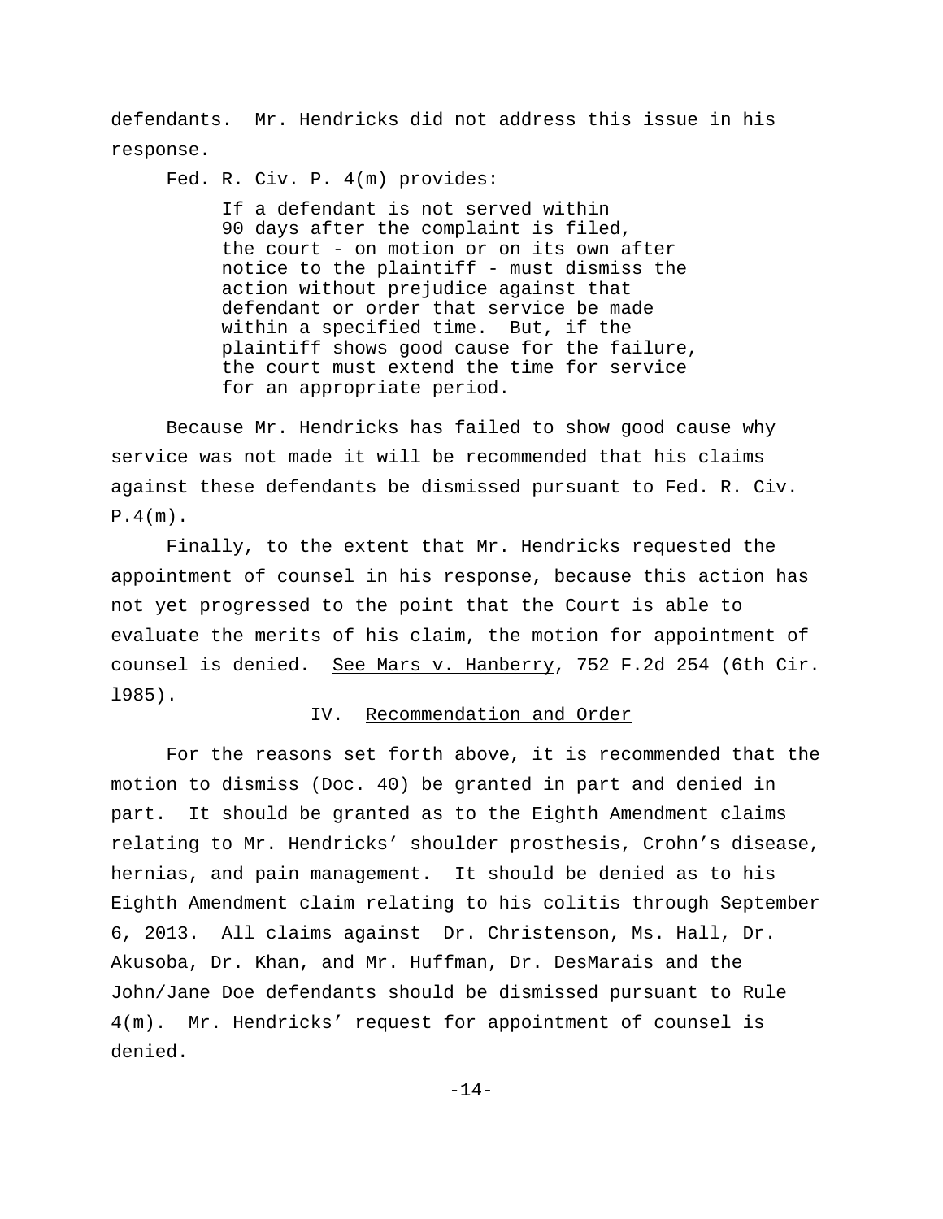defendants. Mr. Hendricks did not address this issue in his response.

Fed. R. Civ. P. 4(m) provides:

> If a defendant is not served within 90 days after the complaint is filed, the court - on motion or on its own after notice to the plaintiff - must dismiss the action without prejudice against that defendant or order that service be made within a specified time. But, if the plaintiff shows good cause for the failure, the court must extend the time for service for an appropriate period.

Because Mr. Hendricks has failed to show good cause why service was not made it will be recommended that his claims against these defendants be dismissed pursuant to Fed. R. Civ. P.4(m).

Finally, to the extent that Mr. Hendricks requested the appointment of counsel in his response, because this action has not yet progressed to the point that the Court is able to evaluate the merits of his claim, the motion for appointment of counsel is denied. See Mars v. Hanberry, 752 F.2d 254 (6th Cir. l985).

## IV. Recommendation and Order

For the reasons set forth above, it is recommended that the motion to dismiss (Doc. 40) be granted in part and denied in part. It should be granted as to the Eighth Amendment claims relating to Mr. Hendricks' shoulder prosthesis, Crohn's disease, hernias, and pain management. It should be denied as to his Eighth Amendment claim relating to his colitis through September 6, 2013. All claims against Dr. Christenson, Ms. Hall, Dr. Akusoba, Dr. Khan, and Mr. Huffman, Dr. DesMarais and the John/Jane Doe defendants should be dismissed pursuant to Rule 4(m). Mr. Hendricks' request for appointment of counsel is denied.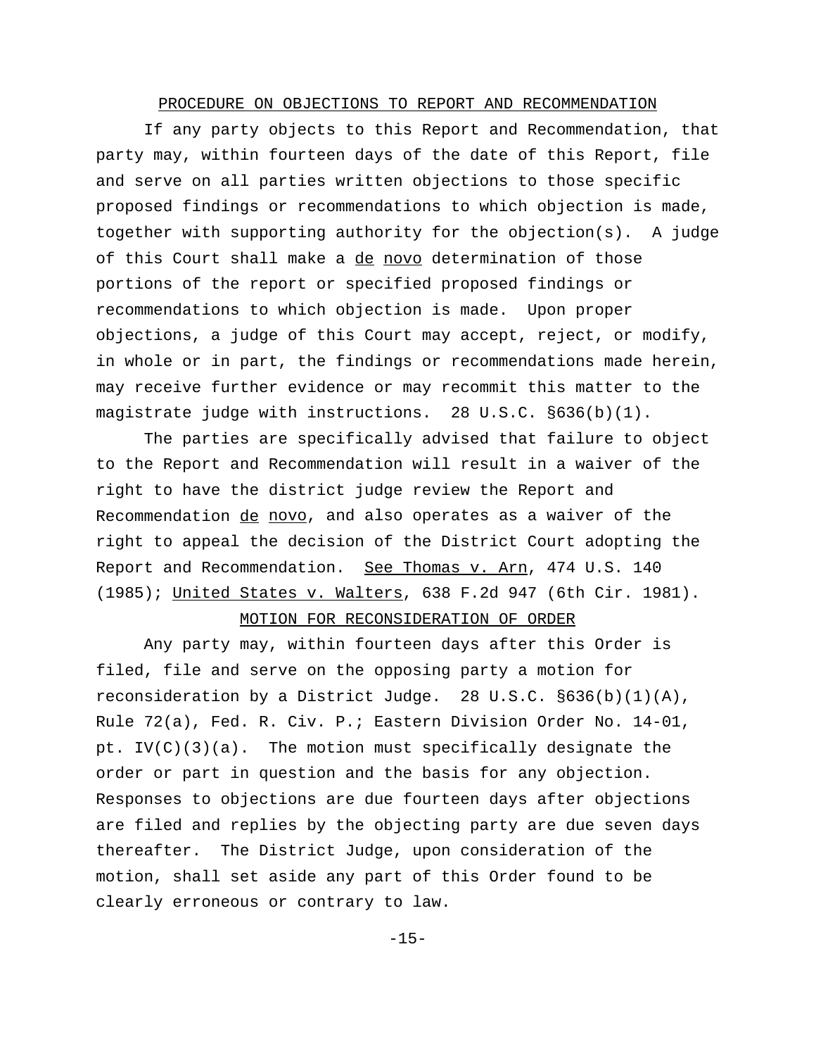## PROCEDURE ON OBJECTIONS TO REPORT AND RECOMMENDATION

If any party objects to this Report and Recommendation, that party may, within fourteen days of the date of this Report, file and serve on all parties written objections to those specific proposed findings or recommendations to which objection is made, together with supporting authority for the objection(s). A judge of this Court shall make a *de novo* determination of those portions of the report or specified proposed findings or recommendations to which objection is made. Upon proper objections, a judge of this Court may accept, reject, or modify, in whole or in part, the findings or recommendations made herein, may receive further evidence or may recommit this matter to the magistrate judge with instructions. 28 U.S.C. §636(b)(1).

The parties are specifically advised that failure to object to the Report and Recommendation will result in a waiver of the right to have the district judge review the Report and Recommendation *de novo*, and also operates as a waiver of the right to appeal the decision of the District Court adopting the Report and Recommendation. *See Thomas v. Arn*, 474 U.S. 140 (1985); *United States v. Walters*, 638 F.2d 947 (6th Cir. 1981).

## MOTION FOR RECONSIDERATION OF ORDER

Any party may, within fourteen days after this Order is filed, file and serve on the opposing party a motion for reconsideration by a District Judge. 28 U.S.C. §636(b)(1)(A), Rule 72(a), Fed. R. Civ. P.; Eastern Division Order No. 14-01, pt. IV(C)(3)(a). The motion must specifically designate the order or part in question and the basis for any objection. Responses to objections are due fourteen days after objections are filed and replies by the objecting party are due seven days thereafter. The District Judge, upon consideration of the motion, shall set aside any part of this Order found to be clearly erroneous or contrary to law.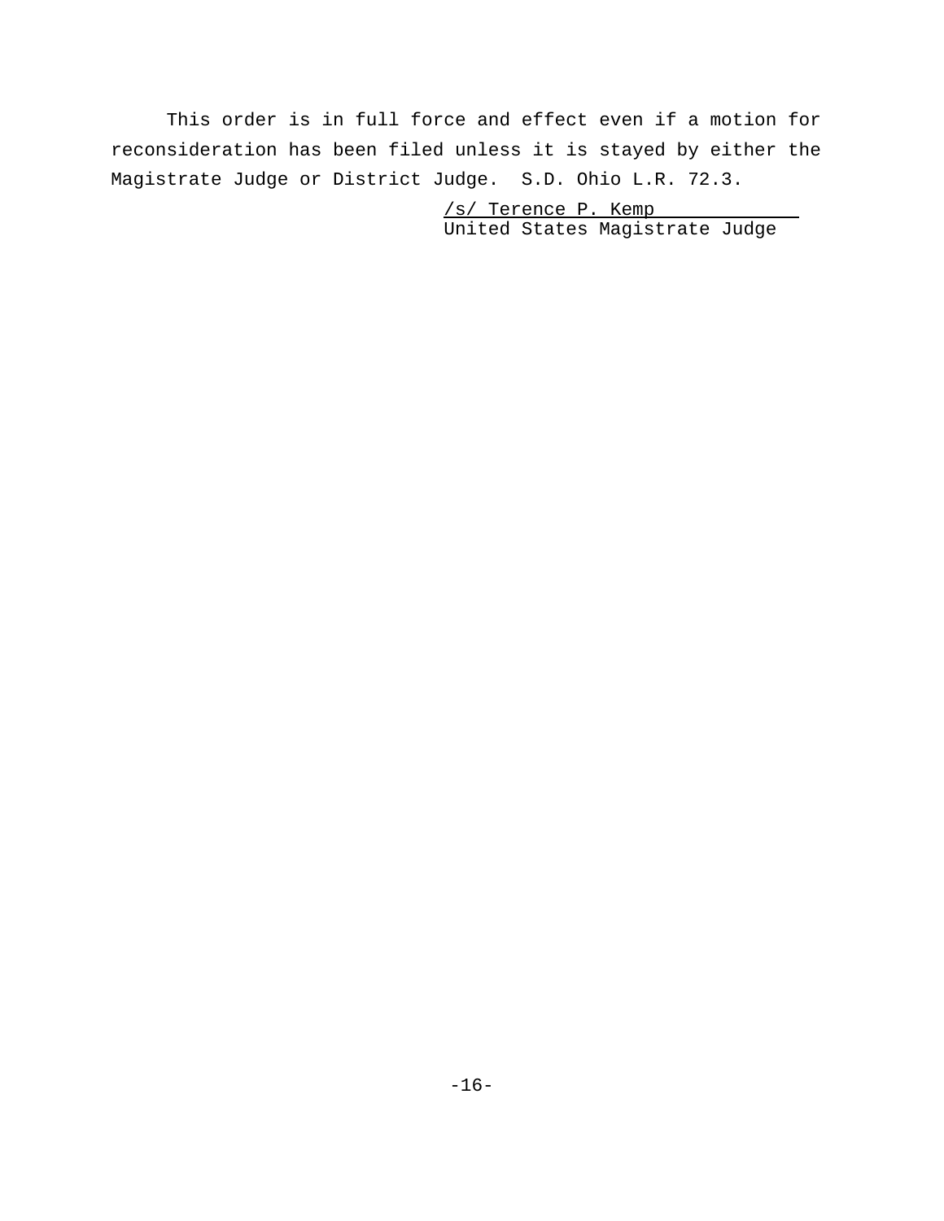This order is in full force and effect even if a motion for reconsideration has been filed unless it is stayed by either the Magistrate Judge or District Judge. S.D. Ohio L.R. 72.3.

/s/ Terence P. Kemp
United States Magistrate Judge